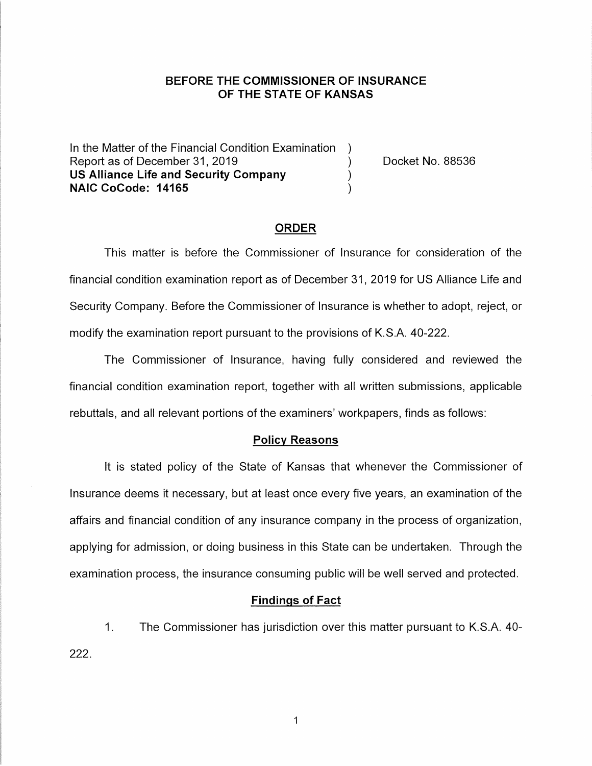**BEFORE THE COMMISSIONER OF INSURANCE**
**OF THE STATE OF KANSAS**

In the Matter of the Financial Condition Examination )
Report as of December 31, 2019 ) Docket No. 88536
**US Alliance Life and Security Company** )
**NAIC CoCode: 14165** )

## ORDER

This matter is before the Commissioner of Insurance for consideration of the financial condition examination report as of December 31, 2019 for US Alliance Life and Security Company. Before the Commissioner of Insurance is whether to adopt, reject, or modify the examination report pursuant to the provisions of K.S.A. 40-222.

The Commissioner of Insurance, having fully considered and reviewed the financial condition examination report, together with all written submissions, applicable rebuttals, and all relevant portions of the examiners' workpapers, finds as follows:

### Policy Reasons

It is stated policy of the State of Kansas that whenever the Commissioner of Insurance deems it necessary, but at least once every five years, an examination of the affairs and financial condition of any insurance company in the process of organization, applying for admission, or doing business in this State can be undertaken. Through the examination process, the insurance consuming public will be well served and protected.

### Findings of Fact

1. The Commissioner has jurisdiction over this matter pursuant to K.S.A. 40-222.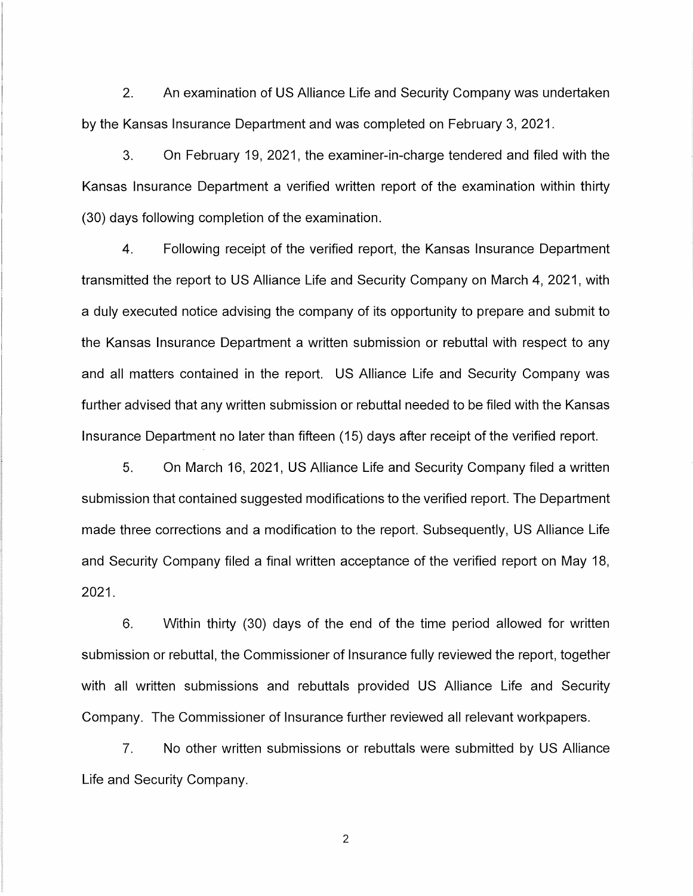2. An examination of US Alliance Life and Security Company was undertaken by the Kansas Insurance Department and was completed on February 3, 2021.

3. On February 19, 2021, the examiner-in-charge tendered and filed with the Kansas Insurance Department a verified written report of the examination within thirty (30) days following completion of the examination.

4. Following receipt of the verified report, the Kansas Insurance Department transmitted the report to US Alliance Life and Security Company on March 4, 2021, with a duly executed notice advising the company of its opportunity to prepare and submit to the Kansas Insurance Department a written submission or rebuttal with respect to any and all matters contained in the report. US Alliance Life and Security Company was further advised that any written submission or rebuttal needed to be filed with the Kansas Insurance Department no later than fifteen (15) days after receipt of the verified report.

5. On March 16, 2021, US Alliance Life and Security Company filed a written submission that contained suggested modifications to the verified report. The Department made three corrections and a modification to the report. Subsequently, US Alliance Life and Security Company filed a final written acceptance of the verified report on May 18, 2021.

6. Within thirty (30) days of the end of the time period allowed for written submission or rebuttal, the Commissioner of Insurance fully reviewed the report, together with all written submissions and rebuttals provided US Alliance Life and Security Company. The Commissioner of Insurance further reviewed all relevant workpapers.

7. No other written submissions or rebuttals were submitted by US Alliance Life and Security Company.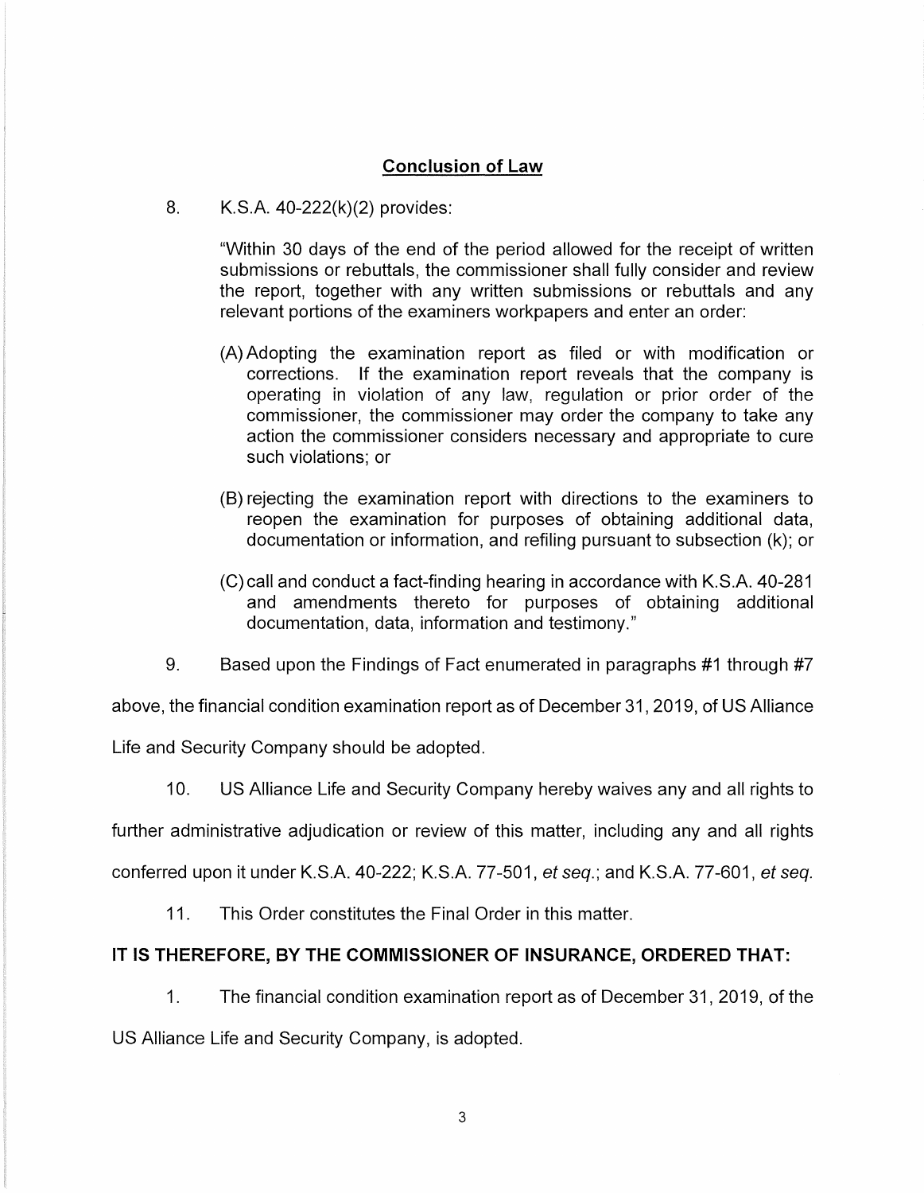## Conclusion of Law

8. K.S.A. 40-222(k)(2) provides:

> "Within 30 days of the end of the period allowed for the receipt of written submissions or rebuttals, the commissioner shall fully consider and review the report, together with any written submissions or rebuttals and any relevant portions of the examiners workpapers and enter an order:
>
> (A) Adopting the examination report as filed or with modification or corrections. If the examination report reveals that the company is operating in violation of any law, regulation or prior order of the commissioner, the commissioner may order the company to take any action the commissioner considers necessary and appropriate to cure such violations; or
>
> (B) rejecting the examination report with directions to the examiners to reopen the examination for purposes of obtaining additional data, documentation or information, and refiling pursuant to subsection (k); or
>
> (C) call and conduct a fact-finding hearing in accordance with K.S.A. 40-281 and amendments thereto for purposes of obtaining additional documentation, data, information and testimony."

9. Based upon the Findings of Fact enumerated in paragraphs #1 through #7 above, the financial condition examination report as of December 31, 2019, of US Alliance Life and Security Company should be adopted.

10. US Alliance Life and Security Company hereby waives any and all rights to further administrative adjudication or review of this matter, including any and all rights conferred upon it under K.S.A. 40-222; K.S.A. 77-501, *et seq.*; and K.S.A. 77-601, *et seq.*

11. This Order constitutes the Final Order in this matter.

**IT IS THEREFORE, BY THE COMMISSIONER OF INSURANCE, ORDERED THAT:**

1. The financial condition examination report as of December 31, 2019, of the US Alliance Life and Security Company, is adopted.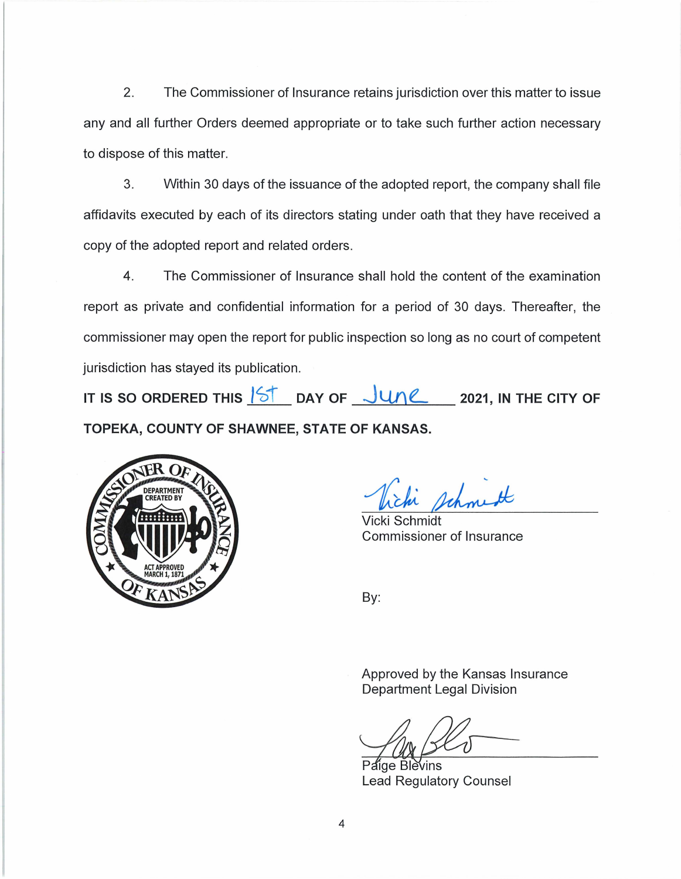2. The Commissioner of Insurance retains jurisdiction over this matter to issue any and all further Orders deemed appropriate or to take such further action necessary to dispose of this matter.

3. Within 30 days of the issuance of the adopted report, the company shall file affidavits executed by each of its directors stating under oath that they have received a copy of the adopted report and related orders.

4. The Commissioner of Insurance shall hold the content of the examination report as private and confidential information for a period of 30 days. Thereafter, the commissioner may open the report for public inspection so long as no court of competent jurisdiction has stayed its publication.

**IT IS SO ORDERED THIS 1st DAY OF June 2021, IN THE CITY OF TOPEKA, COUNTY OF SHAWNEE, STATE OF KANSAS.**

COMMISSIONER OF INSURANCE OF KANSAS — DEPARTMENT CREATED BY ACT APPROVED MARCH 1, 1871

Vicki Schmidt
Commissioner of Insurance

By:

Approved by the Kansas Insurance Department Legal Division

Paige Blevins
Lead Regulatory Counsel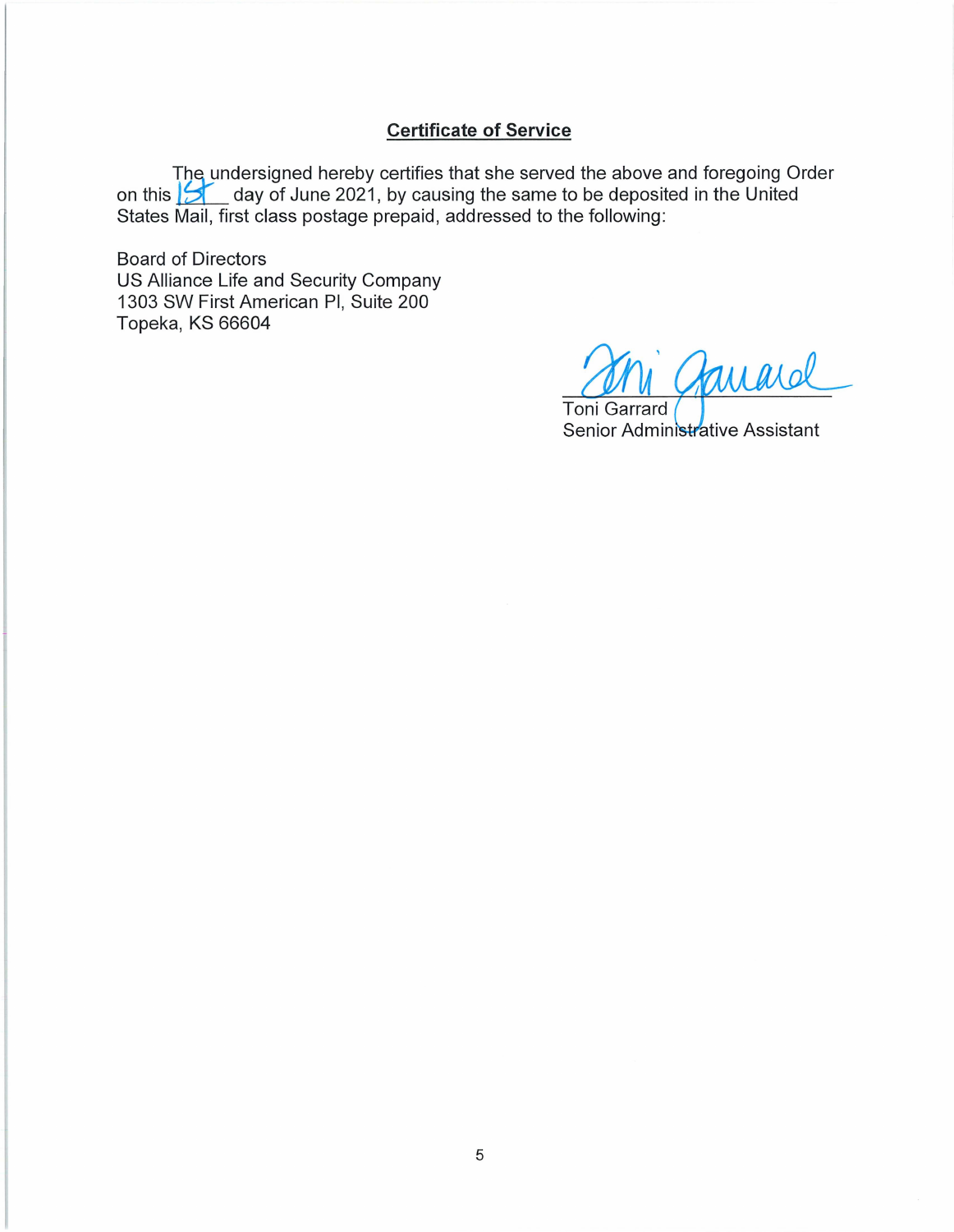## **Certificate of Service**

The undersigned hereby certifies that she served the above and foregoing Order on this 1st day of June 2021, by causing the same to be deposited in the United States Mail, first class postage prepaid, addressed to the following:

Board of Directors
US Alliance Life and Security Company
1303 SW First American Pl, Suite 200
Topeka, KS 66604

Toni Garrard
Senior Administrative Assistant